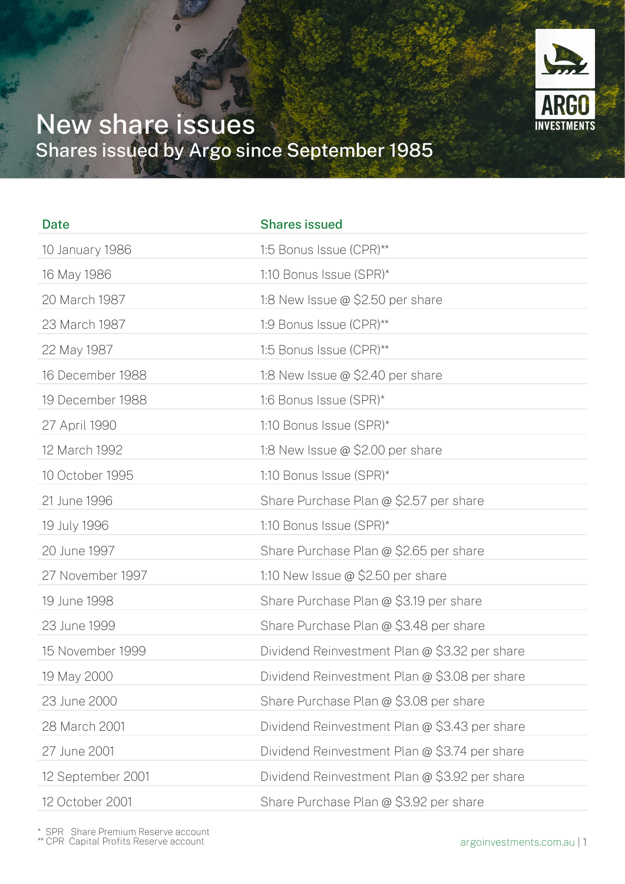# New share issues

## Shares issued by Argo since September 1985

| Date | Shares issued |
|---|---|
| 10 January 1986 | 1:5 Bonus Issue (CPR)** |
| 16 May 1986 | 1:10 Bonus Issue (SPR)* |
| 20 March 1987 | 1:8 New Issue @ $2.50 per share |
| 23 March 1987 | 1:9 Bonus Issue (CPR)** |
| 22 May 1987 | 1:5 Bonus Issue (CPR)** |
| 16 December 1988 | 1:8 New Issue @ $2.40 per share |
| 19 December 1988 | 1:6 Bonus Issue (SPR)* |
| 27 April 1990 | 1:10 Bonus Issue (SPR)* |
| 12 March 1992 | 1:8 New Issue @ $2.00 per share |
| 10 October 1995 | 1:10 Bonus Issue (SPR)* |
| 21 June 1996 | Share Purchase Plan @ $2.57 per share |
| 19 July 1996 | 1:10 Bonus Issue (SPR)* |
| 20 June 1997 | Share Purchase Plan @ $2.65 per share |
| 27 November 1997 | 1:10 New Issue @ $2.50 per share |
| 19 June 1998 | Share Purchase Plan @ $3.19 per share |
| 23 June 1999 | Share Purchase Plan @ $3.48 per share |
| 15 November 1999 | Dividend Reinvestment Plan @ $3.32 per share |
| 19 May 2000 | Dividend Reinvestment Plan @ $3.08 per share |
| 23 June 2000 | Share Purchase Plan @ $3.08 per share |
| 28 March 2001 | Dividend Reinvestment Plan @ $3.43 per share |
| 27 June 2001 | Dividend Reinvestment Plan @ $3.74 per share |
| 12 September 2001 | Dividend Reinvestment Plan @ $3.92 per share |
| 12 October 2001 | Share Purchase Plan @ $3.92 per share |

\* SPR Share Premium Reserve account
\** CPR Capital Profits Reserve account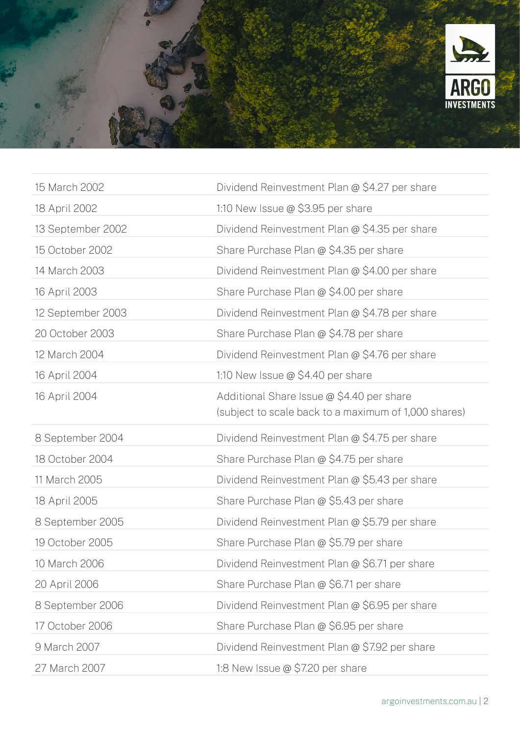| | |
|---|---|
| 15 March 2002 | Dividend Reinvestment Plan @ $4.27 per share |
| 18 April 2002 | 1:10 New Issue @ $3.95 per share |
| 13 September 2002 | Dividend Reinvestment Plan @ $4.35 per share |
| 15 October 2002 | Share Purchase Plan @ $4.35 per share |
| 14 March 2003 | Dividend Reinvestment Plan @ $4.00 per share |
| 16 April 2003 | Share Purchase Plan @ $4.00 per share |
| 12 September 2003 | Dividend Reinvestment Plan @ $4.78 per share |
| 20 October 2003 | Share Purchase Plan @ $4.78 per share |
| 12 March 2004 | Dividend Reinvestment Plan @ $4.76 per share |
| 16 April 2004 | 1:10 New Issue @ $4.40 per share |
| 16 April 2004 | Additional Share Issue @ $4.40 per share (subject to scale back to a maximum of 1,000 shares) |
| 8 September 2004 | Dividend Reinvestment Plan @ $4.75 per share |
| 18 October 2004 | Share Purchase Plan @ $4.75 per share |
| 11 March 2005 | Dividend Reinvestment Plan @ $5.43 per share |
| 18 April 2005 | Share Purchase Plan @ $5.43 per share |
| 8 September 2005 | Dividend Reinvestment Plan @ $5.79 per share |
| 19 October 2005 | Share Purchase Plan @ $5.79 per share |
| 10 March 2006 | Dividend Reinvestment Plan @ $6.71 per share |
| 20 April 2006 | Share Purchase Plan @ $6.71 per share |
| 8 September 2006 | Dividend Reinvestment Plan @ $6.95 per share |
| 17 October 2006 | Share Purchase Plan @ $6.95 per share |
| 9 March 2007 | Dividend Reinvestment Plan @ $7.92 per share |
| 27 March 2007 | 1:8 New Issue @ $7.20 per share |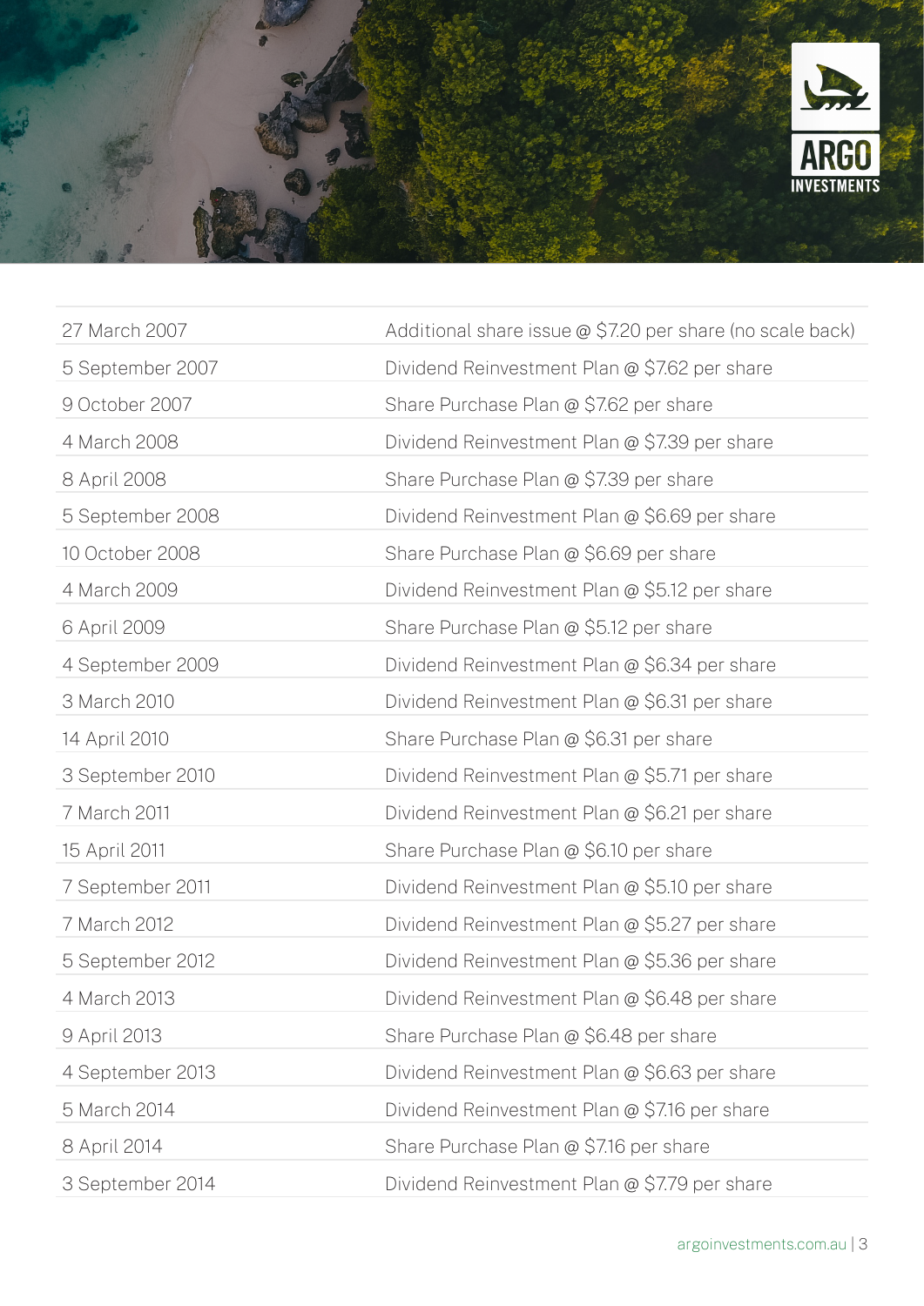| | |
|---|---|
| 27 March 2007 | Additional share issue @ $7.20 per share (no scale back) |
| 5 September 2007 | Dividend Reinvestment Plan @ $7.62 per share |
| 9 October 2007 | Share Purchase Plan @ $7.62 per share |
| 4 March 2008 | Dividend Reinvestment Plan @ $7.39 per share |
| 8 April 2008 | Share Purchase Plan @ $7.39 per share |
| 5 September 2008 | Dividend Reinvestment Plan @ $6.69 per share |
| 10 October 2008 | Share Purchase Plan @ $6.69 per share |
| 4 March 2009 | Dividend Reinvestment Plan @ $5.12 per share |
| 6 April 2009 | Share Purchase Plan @ $5.12 per share |
| 4 September 2009 | Dividend Reinvestment Plan @ $6.34 per share |
| 3 March 2010 | Dividend Reinvestment Plan @ $6.31 per share |
| 14 April 2010 | Share Purchase Plan @ $6.31 per share |
| 3 September 2010 | Dividend Reinvestment Plan @ $5.71 per share |
| 7 March 2011 | Dividend Reinvestment Plan @ $6.21 per share |
| 15 April 2011 | Share Purchase Plan @ $6.10 per share |
| 7 September 2011 | Dividend Reinvestment Plan @ $5.10 per share |
| 7 March 2012 | Dividend Reinvestment Plan @ $5.27 per share |
| 5 September 2012 | Dividend Reinvestment Plan @ $5.36 per share |
| 4 March 2013 | Dividend Reinvestment Plan @ $6.48 per share |
| 9 April 2013 | Share Purchase Plan @ $6.48 per share |
| 4 September 2013 | Dividend Reinvestment Plan @ $6.63 per share |
| 5 March 2014 | Dividend Reinvestment Plan @ $7.16 per share |
| 8 April 2014 | Share Purchase Plan @ $7.16 per share |
| 3 September 2014 | Dividend Reinvestment Plan @ $7.79 per share |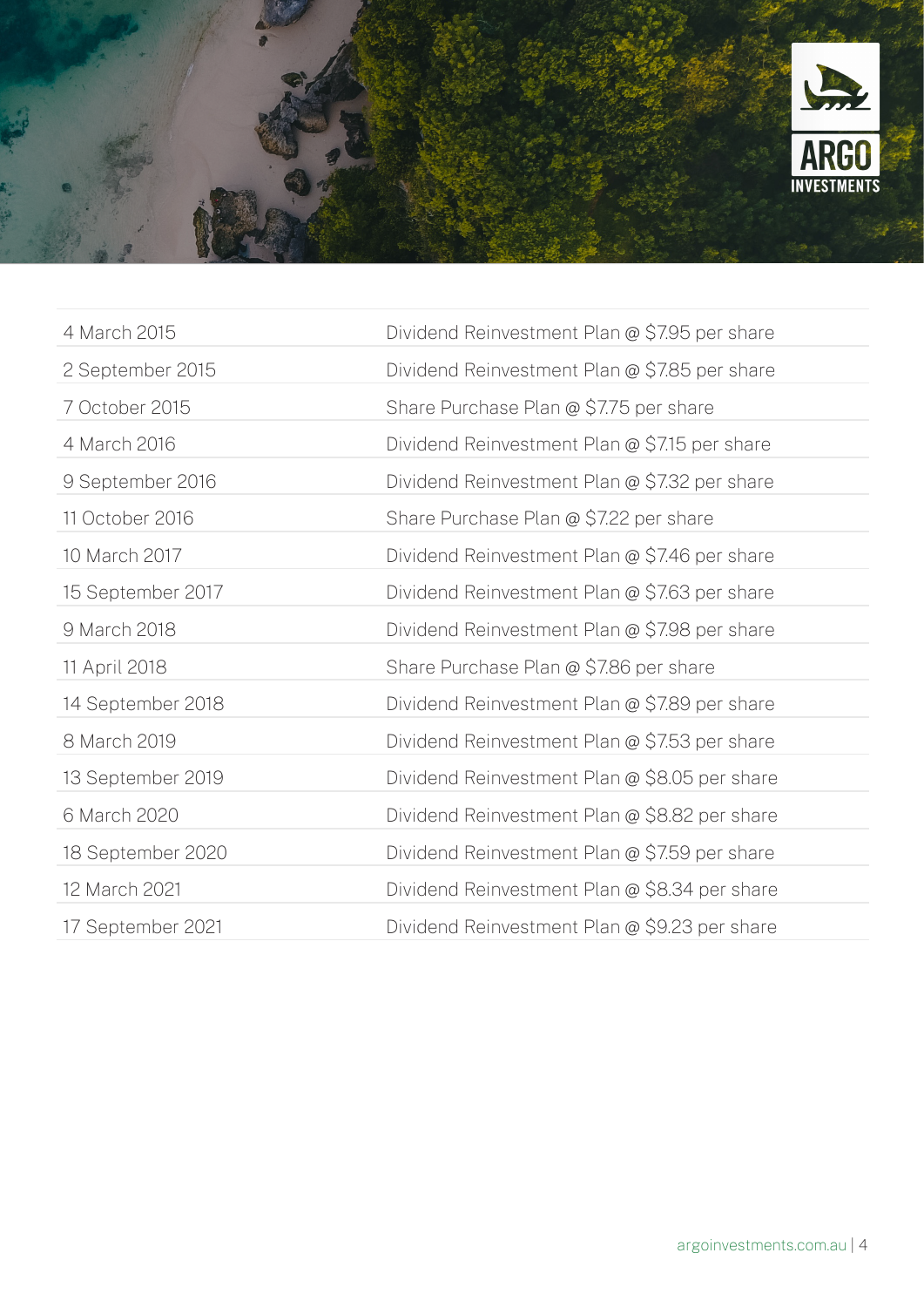| | |
|---|---|
| 4 March 2015 | Dividend Reinvestment Plan @ $7.95 per share |
| 2 September 2015 | Dividend Reinvestment Plan @ $7.85 per share |
| 7 October 2015 | Share Purchase Plan @ $7.75 per share |
| 4 March 2016 | Dividend Reinvestment Plan @ $7.15 per share |
| 9 September 2016 | Dividend Reinvestment Plan @ $7.32 per share |
| 11 October 2016 | Share Purchase Plan @ $7.22 per share |
| 10 March 2017 | Dividend Reinvestment Plan @ $7.46 per share |
| 15 September 2017 | Dividend Reinvestment Plan @ $7.63 per share |
| 9 March 2018 | Dividend Reinvestment Plan @ $7.98 per share |
| 11 April 2018 | Share Purchase Plan @ $7.86 per share |
| 14 September 2018 | Dividend Reinvestment Plan @ $7.89 per share |
| 8 March 2019 | Dividend Reinvestment Plan @ $7.53 per share |
| 13 September 2019 | Dividend Reinvestment Plan @ $8.05 per share |
| 6 March 2020 | Dividend Reinvestment Plan @ $8.82 per share |
| 18 September 2020 | Dividend Reinvestment Plan @ $7.59 per share |
| 12 March 2021 | Dividend Reinvestment Plan @ $8.34 per share |
| 17 September 2021 | Dividend Reinvestment Plan @ $9.23 per share |